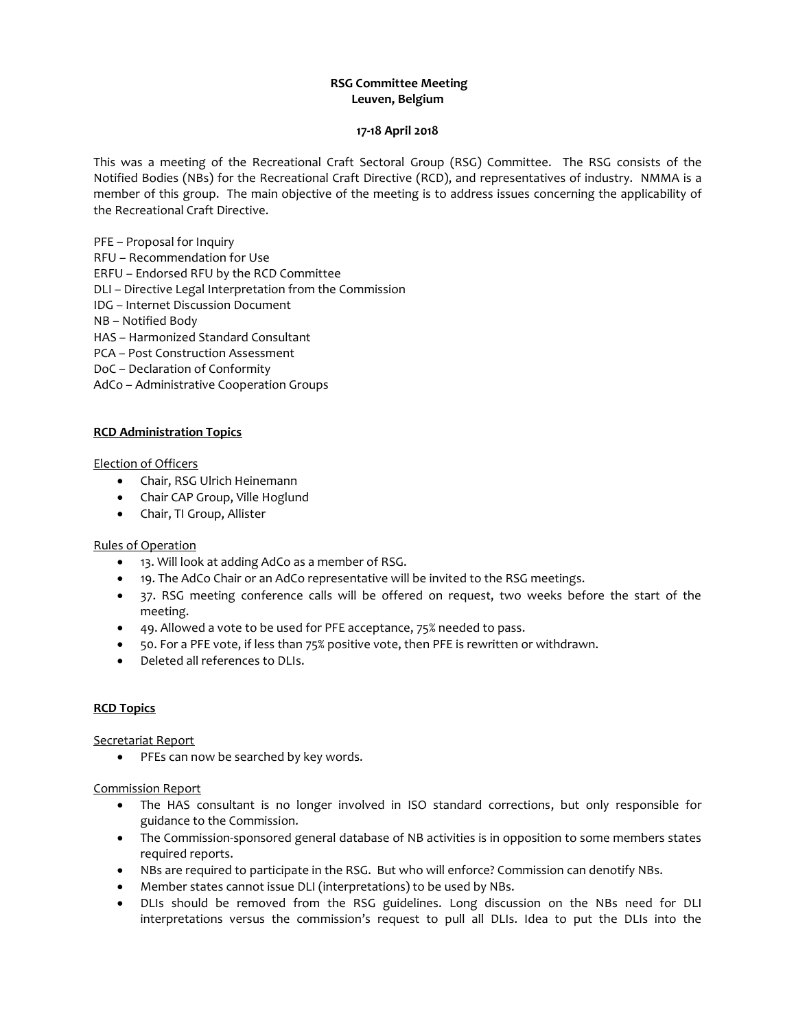**RSG Committee Meeting**
**Leuven, Belgium**

**17-18 April 2018**

This was a meeting of the Recreational Craft Sectoral Group (RSG) Committee. The RSG consists of the Notified Bodies (NBs) for the Recreational Craft Directive (RCD), and representatives of industry. NMMA is a member of this group. The main objective of the meeting is to address issues concerning the applicability of the Recreational Craft Directive.

PFE – Proposal for Inquiry
RFU – Recommendation for Use
ERFU – Endorsed RFU by the RCD Committee
DLI – Directive Legal Interpretation from the Commission
IDG – Internet Discussion Document
NB – Notified Body
HAS – Harmonized Standard Consultant
PCA – Post Construction Assessment
DoC – Declaration of Conformity
AdCo – Administrative Cooperation Groups

**RCD Administration Topics**

Election of Officers

- Chair, RSG Ulrich Heinemann
- Chair CAP Group, Ville Hoglund
- Chair, TI Group, Allister

Rules of Operation

- 13. Will look at adding AdCo as a member of RSG.
- 19. The AdCo Chair or an AdCo representative will be invited to the RSG meetings.
- 37. RSG meeting conference calls will be offered on request, two weeks before the start of the meeting.
- 49. Allowed a vote to be used for PFE acceptance, 75% needed to pass.
- 50. For a PFE vote, if less than 75% positive vote, then PFE is rewritten or withdrawn.
- Deleted all references to DLIs.

**RCD Topics**

Secretariat Report

- PFEs can now be searched by key words.

Commission Report

- The HAS consultant is no longer involved in ISO standard corrections, but only responsible for guidance to the Commission.
- The Commission-sponsored general database of NB activities is in opposition to some members states required reports.
- NBs are required to participate in the RSG. But who will enforce? Commission can denotify NBs.
- Member states cannot issue DLI (interpretations) to be used by NBs.
- DLIs should be removed from the RSG guidelines. Long discussion on the NBs need for DLI interpretations versus the commission's request to pull all DLIs. Idea to put the DLIs into the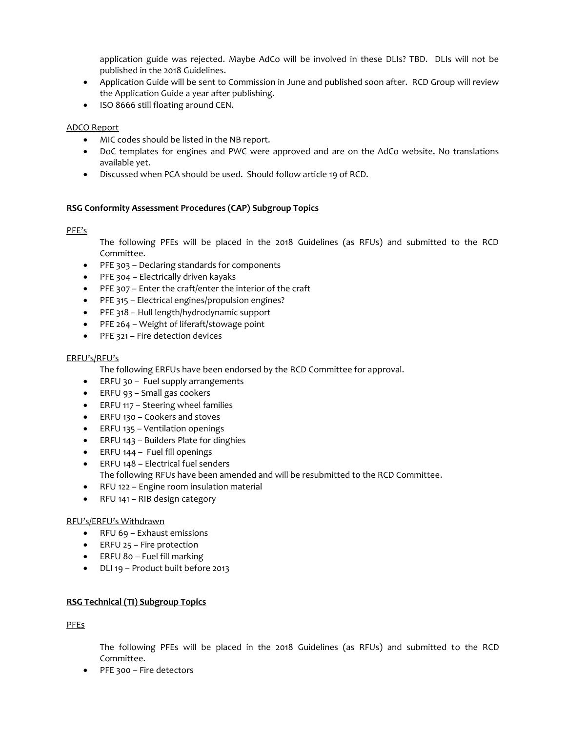application guide was rejected. Maybe AdCo will be involved in these DLIs? TBD. DLIs will not be published in the 2018 Guidelines.

- Application Guide will be sent to Commission in June and published soon after. RCD Group will review the Application Guide a year after publishing.
- ISO 8666 still floating around CEN.

ADCO Report

- MIC codes should be listed in the NB report.
- DoC templates for engines and PWC were approved and are on the AdCo website. No translations available yet.
- Discussed when PCA should be used. Should follow article 19 of RCD.

**RSG Conformity Assessment Procedures (CAP) Subgroup Topics**

PFE's

The following PFEs will be placed in the 2018 Guidelines (as RFUs) and submitted to the RCD Committee.

- PFE 303 – Declaring standards for components
- PFE 304 – Electrically driven kayaks
- PFE 307 – Enter the craft/enter the interior of the craft
- PFE 315 – Electrical engines/propulsion engines?
- PFE 318 – Hull length/hydrodynamic support
- PFE 264 – Weight of liferaft/stowage point
- PFE 321 – Fire detection devices

ERFU's/RFU's

The following ERFUs have been endorsed by the RCD Committee for approval.

- ERFU 30 – Fuel supply arrangements
- ERFU 93 – Small gas cookers
- ERFU 117 – Steering wheel families
- ERFU 130 – Cookers and stoves
- ERFU 135 – Ventilation openings
- ERFU 143 – Builders Plate for dinghies
- ERFU 144 – Fuel fill openings
- ERFU 148 – Electrical fuel senders

The following RFUs have been amended and will be resubmitted to the RCD Committee.

- RFU 122 – Engine room insulation material
- RFU 141 – RIB design category

RFU's/ERFU's Withdrawn

- RFU 69 – Exhaust emissions
- ERFU 25 – Fire protection
- ERFU 80 – Fuel fill marking
- DLI 19 – Product built before 2013

**RSG Technical (TI) Subgroup Topics**

PFEs

The following PFEs will be placed in the 2018 Guidelines (as RFUs) and submitted to the RCD Committee.

- PFE 300 – Fire detectors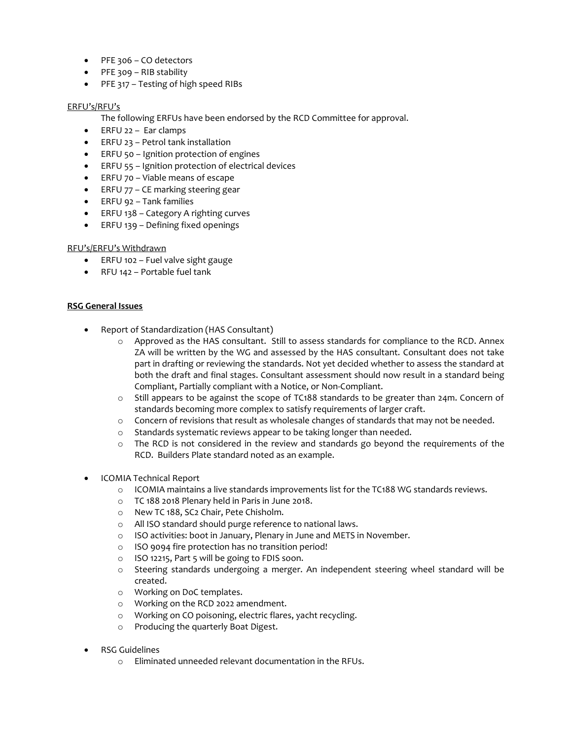- PFE 306 – CO detectors
- PFE 309 – RIB stability
- PFE 317 – Testing of high speed RIBs

ERFU's/RFU's

The following ERFUs have been endorsed by the RCD Committee for approval.

- ERFU 22 – Ear clamps
- ERFU 23 – Petrol tank installation
- ERFU 50 – Ignition protection of engines
- ERFU 55 – Ignition protection of electrical devices
- ERFU 70 – Viable means of escape
- ERFU 77 – CE marking steering gear
- ERFU 92 – Tank families
- ERFU 138 – Category A righting curves
- ERFU 139 – Defining fixed openings

RFU's/ERFU's Withdrawn

- ERFU 102 – Fuel valve sight gauge
- RFU 142 – Portable fuel tank

**RSG General Issues**

- Report of Standardization (HAS Consultant)
  - Approved as the HAS consultant. Still to assess standards for compliance to the RCD. Annex ZA will be written by the WG and assessed by the HAS consultant. Consultant does not take part in drafting or reviewing the standards. Not yet decided whether to assess the standard at both the draft and final stages. Consultant assessment should now result in a standard being Compliant, Partially compliant with a Notice, or Non-Compliant.
  - Still appears to be against the scope of TC188 standards to be greater than 24m. Concern of standards becoming more complex to satisfy requirements of larger craft.
  - Concern of revisions that result as wholesale changes of standards that may not be needed.
  - Standards systematic reviews appear to be taking longer than needed.
  - The RCD is not considered in the review and standards go beyond the requirements of the RCD. Builders Plate standard noted as an example.
- ICOMIA Technical Report
  - ICOMIA maintains a live standards improvements list for the TC188 WG standards reviews.
  - TC 188 2018 Plenary held in Paris in June 2018.
  - New TC 188, SC2 Chair, Pete Chisholm.
  - All ISO standard should purge reference to national laws.
  - ISO activities: boot in January, Plenary in June and METS in November.
  - ISO 9094 fire protection has no transition period!
  - ISO 12215, Part 5 will be going to FDIS soon.
  - Steering standards undergoing a merger. An independent steering wheel standard will be created.
  - Working on DoC templates.
  - Working on the RCD 2022 amendment.
  - Working on CO poisoning, electric flares, yacht recycling.
  - Producing the quarterly Boat Digest.
- RSG Guidelines
  - Eliminated unneeded relevant documentation in the RFUs.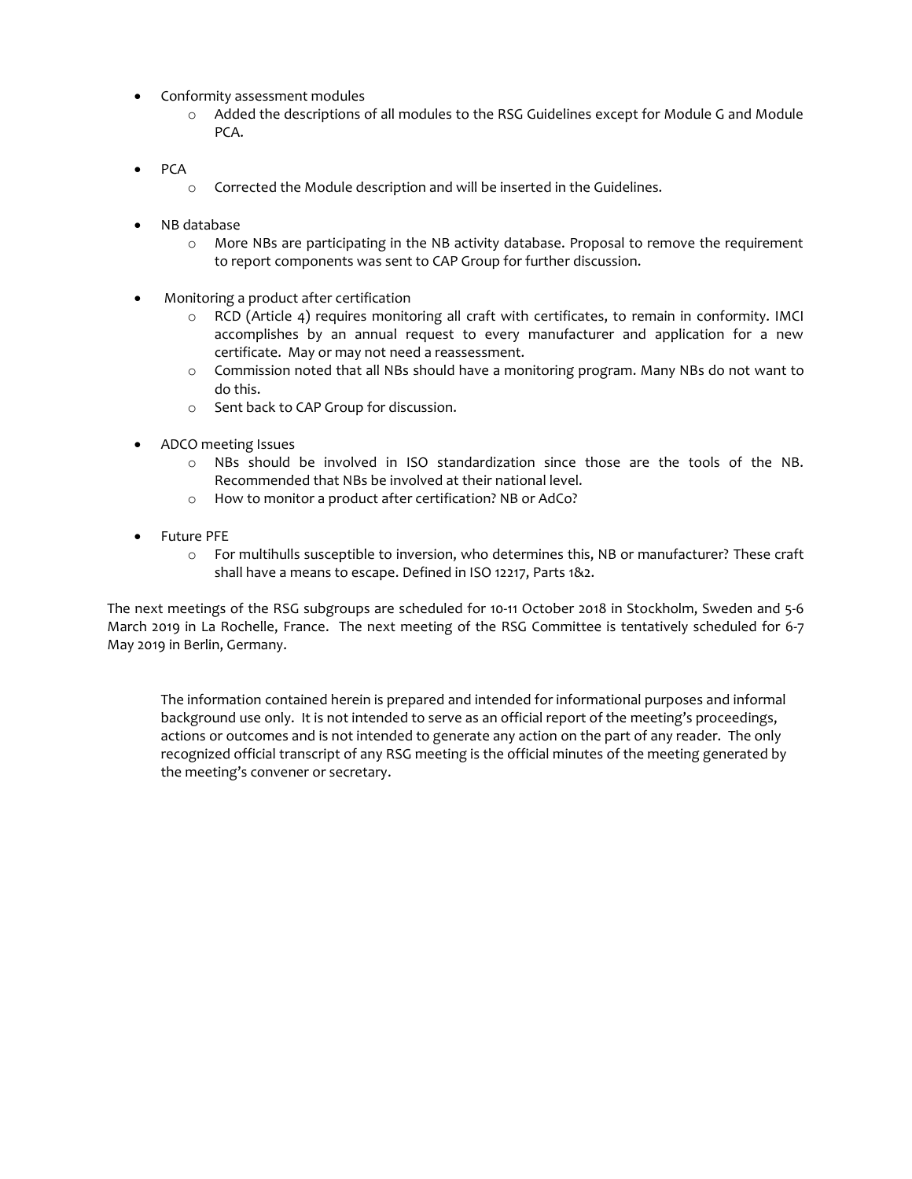- Conformity assessment modules
  - Added the descriptions of all modules to the RSG Guidelines except for Module G and Module PCA.

- PCA
  - Corrected the Module description and will be inserted in the Guidelines.

- NB database
  - More NBs are participating in the NB activity database. Proposal to remove the requirement to report components was sent to CAP Group for further discussion.

- Monitoring a product after certification
  - RCD (Article 4) requires monitoring all craft with certificates, to remain in conformity. IMCI accomplishes by an annual request to every manufacturer and application for a new certificate. May or may not need a reassessment.
  - Commission noted that all NBs should have a monitoring program. Many NBs do not want to do this.
  - Sent back to CAP Group for discussion.

- ADCO meeting Issues
  - NBs should be involved in ISO standardization since those are the tools of the NB. Recommended that NBs be involved at their national level.
  - How to monitor a product after certification? NB or AdCo?

- Future PFE
  - For multihulls susceptible to inversion, who determines this, NB or manufacturer? These craft shall have a means to escape. Defined in ISO 12217, Parts 1&2.

The next meetings of the RSG subgroups are scheduled for 10-11 October 2018 in Stockholm, Sweden and 5-6 March 2019 in La Rochelle, France. The next meeting of the RSG Committee is tentatively scheduled for 6-7 May 2019 in Berlin, Germany.

The information contained herein is prepared and intended for informational purposes and informal background use only. It is not intended to serve as an official report of the meeting's proceedings, actions or outcomes and is not intended to generate any action on the part of any reader. The only recognized official transcript of any RSG meeting is the official minutes of the meeting generated by the meeting's convener or secretary.